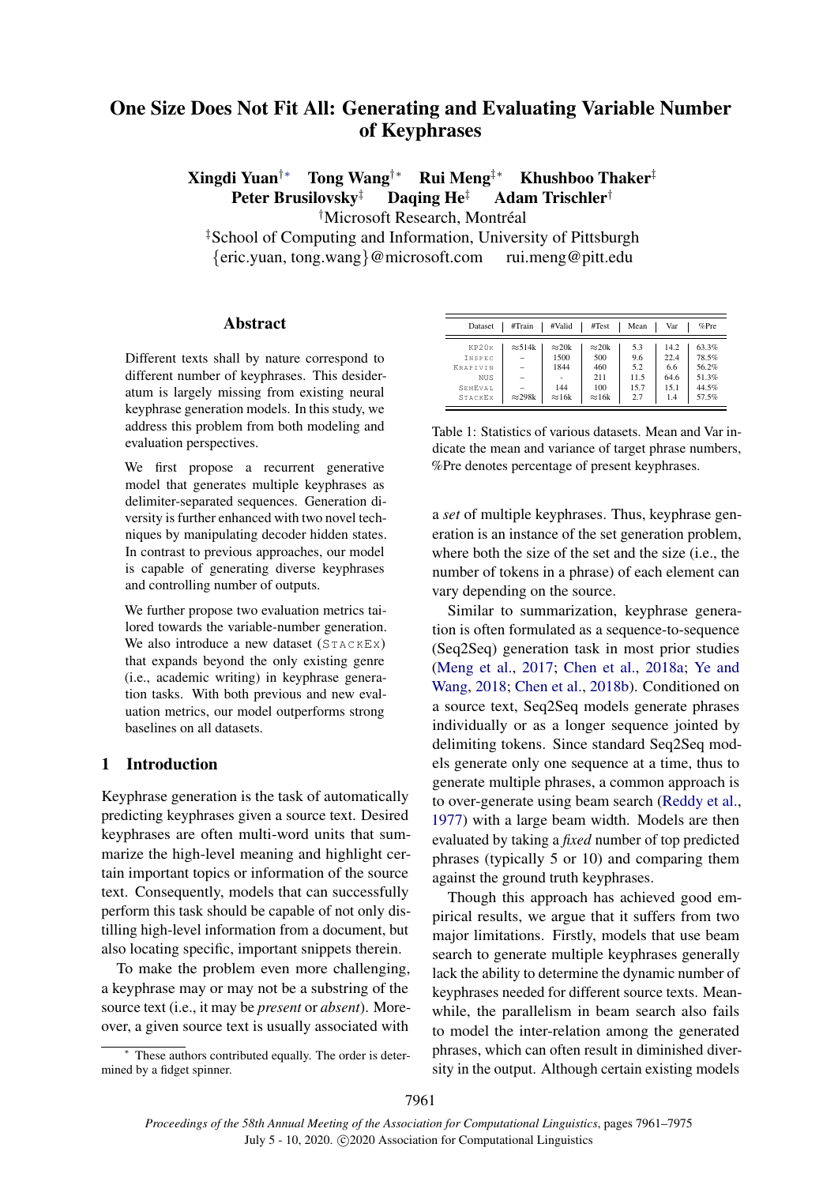# One Size Does Not Fit All: Generating and Evaluating Variable Number of Keyphrases

**Xingdi Yuan**[†*] **Tong Wang**[†*] **Rui Meng**[‡*] **Khushboo Thaker**[‡]
**Peter Brusilovsky**[‡] **Daqing He**[‡] **Adam Trischler**[†]

[†]Microsoft Research, Montréal
[‡]School of Computing and Information, University of Pittsburgh
{eric.yuan, tong.wang}@microsoft.com rui.meng@pitt.edu

## Abstract

Different texts shall by nature correspond to different number of keyphrases. This desideratum is largely missing from existing neural keyphrase generation models. In this study, we address this problem from both modeling and evaluation perspectives.

We first propose a recurrent generative model that generates multiple keyphrases as delimiter-separated sequences. Generation diversity is further enhanced with two novel techniques by manipulating decoder hidden states. In contrast to previous approaches, our model is capable of generating diverse keyphrases and controlling number of outputs.

We further propose two evaluation metrics tailored towards the variable-number generation. We also introduce a new dataset (StackEx) that expands beyond the only existing genre (i.e., academic writing) in keyphrase generation tasks. With both previous and new evaluation metrics, our model outperforms strong baselines on all datasets.

## 1 Introduction

Keyphrase generation is the task of automatically predicting keyphrases given a source text. Desired keyphrases are often multi-word units that summarize the high-level meaning and highlight certain important topics or information of the source text. Consequently, models that can successfully perform this task should be capable of not only distilling high-level information from a document, but also locating specific, important snippets therein.

To make the problem even more challenging, a keyphrase may or may not be a substring of the source text (i.e., it may be *present* or *absent*). Moreover, a given source text is usually associated with a *set* of multiple keyphrases. Thus, keyphrase generation is an instance of the set generation problem, where both the size of the set and the size (i.e., the number of tokens in a phrase) of each element can vary depending on the source.

| Dataset | #Train | #Valid | #Test | Mean | Var | %Pre |
|---|---|---|---|---|---|---|
| KP20k | ≈514k | ≈20k | ≈20k | 5.3 | 14.2 | 63.3% |
| Inspec | – | 1500 | 500 | 9.6 | 22.4 | 78.5% |
| Krapivin | – | 1844 | 460 | 5.2 | 6.6 | 56.2% |
| NUS | – | - | 211 | 11.5 | 64.6 | 51.3% |
| SemEval | – | 144 | 100 | 15.7 | 15.1 | 44.5% |
| StackEx | ≈298k | ≈16k | ≈16k | 2.7 | 1.4 | 57.5% |

Table 1: Statistics of various datasets. Mean and Var indicate the mean and variance of target phrase numbers, %Pre denotes percentage of present keyphrases.

Similar to summarization, keyphrase generation is often formulated as a sequence-to-sequence (Seq2Seq) generation task in most prior studies (Meng et al., 2017; Chen et al., 2018a; Ye and Wang, 2018; Chen et al., 2018b). Conditioned on a source text, Seq2Seq models generate phrases individually or as a longer sequence jointed by delimiting tokens. Since standard Seq2Seq models generate only one sequence at a time, thus to generate multiple phrases, a common approach is to over-generate using beam search (Reddy et al., 1977) with a large beam width. Models are then evaluated by taking a *fixed* number of top predicted phrases (typically 5 or 10) and comparing them against the ground truth keyphrases.

Though this approach has achieved good empirical results, we argue that it suffers from two major limitations. Firstly, models that use beam search to generate multiple keyphrases generally lack the ability to determine the dynamic number of keyphrases needed for different source texts. Meanwhile, the parallelism in beam search also fails to model the inter-relation among the generated phrases, which can often result in diminished diversity in the output. Although certain existing models

[*] These authors contributed equally. The order is determined by a fidget spinner.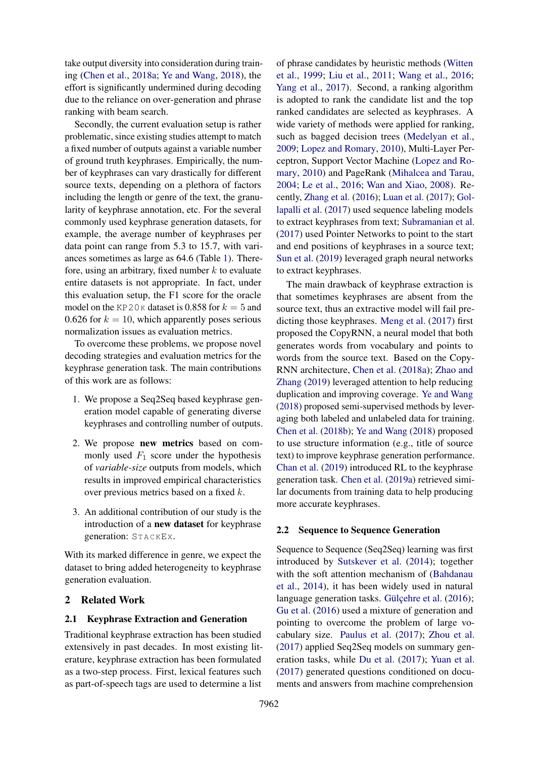take output diversity into consideration during training (Chen et al., 2018a; Ye and Wang, 2018), the effort is significantly undermined during decoding due to the reliance on over-generation and phrase ranking with beam search.

Secondly, the current evaluation setup is rather problematic, since existing studies attempt to match a fixed number of outputs against a variable number of ground truth keyphrases. Empirically, the number of keyphrases can vary drastically for different source texts, depending on a plethora of factors including the length or genre of the text, the granularity of keyphrase annotation, etc. For the several commonly used keyphrase generation datasets, for example, the average number of keyphrases per data point can range from 5.3 to 15.7, with variances sometimes as large as 64.6 (Table 1). Therefore, using an arbitrary, fixed number $k$ to evaluate entire datasets is not appropriate. In fact, under this evaluation setup, the F1 score for the oracle model on the KP20K dataset is 0.858 for $k = 5$ and 0.626 for $k = 10$, which apparently poses serious normalization issues as evaluation metrics.

To overcome these problems, we propose novel decoding strategies and evaluation metrics for the keyphrase generation task. The main contributions of this work are as follows:

1. We propose a Seq2Seq based keyphrase generation model capable of generating diverse keyphrases and controlling number of outputs.
2. We propose **new metrics** based on commonly used $F_1$ score under the hypothesis of *variable-size* outputs from models, which results in improved empirical characteristics over previous metrics based on a fixed $k$.
3. An additional contribution of our study is the introduction of a **new dataset** for keyphrase generation: STACKEX.

With its marked difference in genre, we expect the dataset to bring added heterogeneity to keyphrase generation evaluation.

## 2 Related Work

### 2.1 Keyphrase Extraction and Generation

Traditional keyphrase extraction has been studied extensively in past decades. In most existing literature, keyphrase extraction has been formulated as a two-step process. First, lexical features such as part-of-speech tags are used to determine a list of phrase candidates by heuristic methods (Witten et al., 1999; Liu et al., 2011; Wang et al., 2016; Yang et al., 2017). Second, a ranking algorithm is adopted to rank the candidate list and the top ranked candidates are selected as keyphrases. A wide variety of methods were applied for ranking, such as bagged decision trees (Medelyan et al., 2009; Lopez and Romary, 2010), Multi-Layer Perceptron, Support Vector Machine (Lopez and Romary, 2010) and PageRank (Mihalcea and Tarau, 2004; Le et al., 2016; Wan and Xiao, 2008). Recently, Zhang et al. (2016); Luan et al. (2017); Gollapalli et al. (2017) used sequence labeling models to extract keyphrases from text; Subramanian et al. (2017) used Pointer Networks to point to the start and end positions of keyphrases in a source text; Sun et al. (2019) leveraged graph neural networks to extract keyphrases.

The main drawback of keyphrase extraction is that sometimes keyphrases are absent from the source text, thus an extractive model will fail predicting those keyphrases. Meng et al. (2017) first proposed the CopyRNN, a neural model that both generates words from vocabulary and points to words from the source text. Based on the CopyRNN architecture, Chen et al. (2018a); Zhao and Zhang (2019) leveraged attention to help reducing duplication and improving coverage. Ye and Wang (2018) proposed semi-supervised methods by leveraging both labeled and unlabeled data for training. Chen et al. (2018b); Ye and Wang (2018) proposed to use structure information (e.g., title of source text) to improve keyphrase generation performance. Chan et al. (2019) introduced RL to the keyphrase generation task. Chen et al. (2019a) retrieved similar documents from training data to help producing more accurate keyphrases.

### 2.2 Sequence to Sequence Generation

Sequence to Sequence (Seq2Seq) learning was first introduced by Sutskever et al. (2014); together with the soft attention mechanism of (Bahdanau et al., 2014), it has been widely used in natural language generation tasks. Gülçehre et al. (2016); Gu et al. (2016) used a mixture of generation and pointing to overcome the problem of large vocabulary size. Paulus et al. (2017); Zhou et al. (2017) applied Seq2Seq models on summary generation tasks, while Du et al. (2017); Yuan et al. (2017) generated questions conditioned on documents and answers from machine comprehension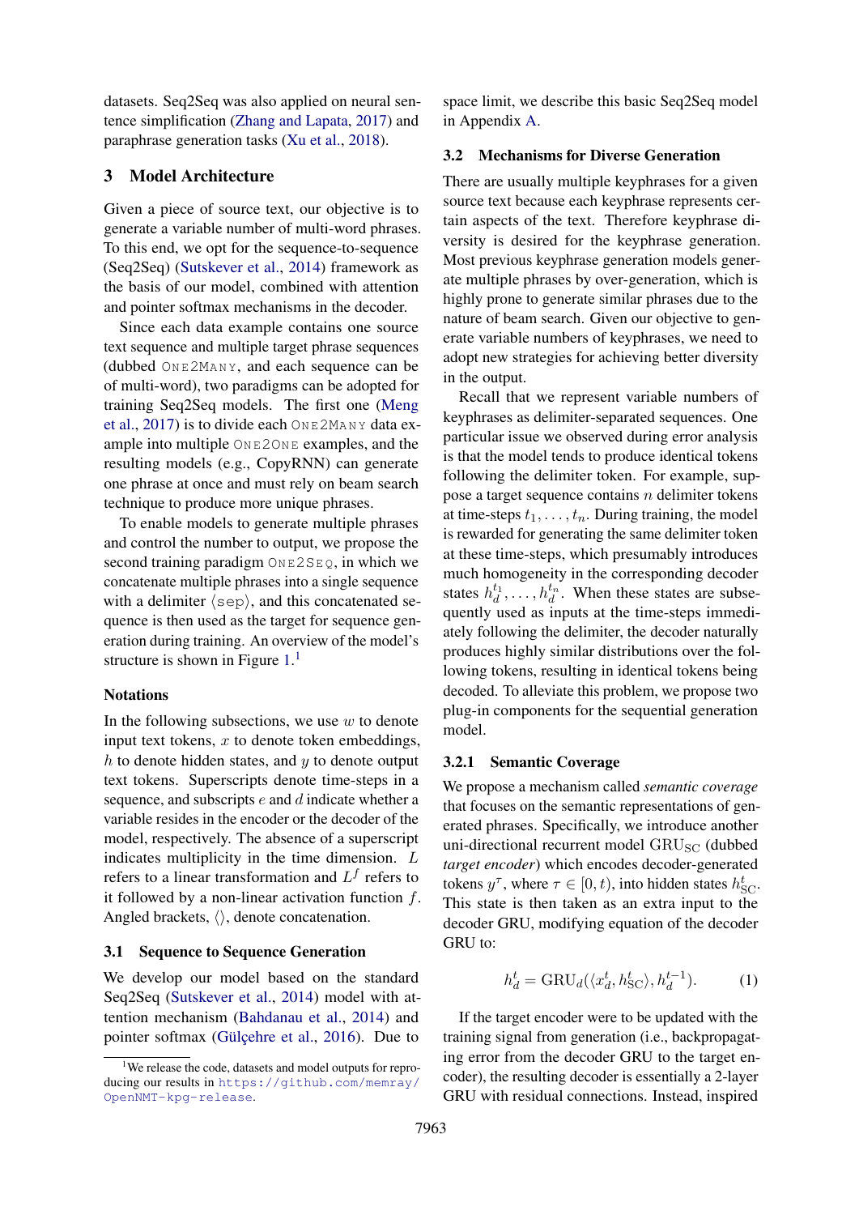datasets. Seq2Seq was also applied on neural sentence simplification (Zhang and Lapata, 2017) and paraphrase generation tasks (Xu et al., 2018).

## 3 Model Architecture

Given a piece of source text, our objective is to generate a variable number of multi-word phrases. To this end, we opt for the sequence-to-sequence (Seq2Seq) (Sutskever et al., 2014) framework as the basis of our model, combined with attention and pointer softmax mechanisms in the decoder.

Since each data example contains one source text sequence and multiple target phrase sequences (dubbed ONE2MANY, and each sequence can be of multi-word), two paradigms can be adopted for training Seq2Seq models. The first one (Meng et al., 2017) is to divide each ONE2MANY data example into multiple ONE2ONE examples, and the resulting models (e.g., CopyRNN) can generate one phrase at once and must rely on beam search technique to produce more unique phrases.

To enable models to generate multiple phrases and control the number to output, we propose the second training paradigm ONE2SEQ, in which we concatenate multiple phrases into a single sequence with a delimiter ⟨sep⟩, and this concatenated sequence is then used as the target for sequence generation during training. An overview of the model's structure is shown in Figure 1.[1]

### Notations

In the following subsections, we use $w$ to denote input text tokens, $x$ to denote token embeddings, $h$ to denote hidden states, and $y$ to denote output text tokens. Superscripts denote time-steps in a sequence, and subscripts $e$ and $d$ indicate whether a variable resides in the encoder or the decoder of the model, respectively. The absence of a superscript indicates multiplicity in the time dimension. $L$ refers to a linear transformation and $L^f$ refers to it followed by a non-linear activation function $f$. Angled brackets, $\langle\rangle$, denote concatenation.

### 3.1 Sequence to Sequence Generation

We develop our model based on the standard Seq2Seq (Sutskever et al., 2014) model with attention mechanism (Bahdanau et al., 2014) and pointer softmax (Gülçehre et al., 2016). Due to space limit, we describe this basic Seq2Seq model in Appendix A.

### 3.2 Mechanisms for Diverse Generation

There are usually multiple keyphrases for a given source text because each keyphrase represents certain aspects of the text. Therefore keyphrase diversity is desired for the keyphrase generation. Most previous keyphrase generation models generate multiple phrases by over-generation, which is highly prone to generate similar phrases due to the nature of beam search. Given our objective to generate variable numbers of keyphrases, we need to adopt new strategies for achieving better diversity in the output.

Recall that we represent variable numbers of keyphrases as delimiter-separated sequences. One particular issue we observed during error analysis is that the model tends to produce identical tokens following the delimiter token. For example, suppose a target sequence contains $n$ delimiter tokens at time-steps $t_1, \ldots, t_n$. During training, the model is rewarded for generating the same delimiter token at these time-steps, which presumably introduces much homogeneity in the corresponding decoder states $h_d^{t_1}, \ldots, h_d^{t_n}$. When these states are subsequently used as inputs at the time-steps immediately following the delimiter, the decoder naturally produces highly similar distributions over the following tokens, resulting in identical tokens being decoded. To alleviate this problem, we propose two plug-in components for the sequential generation model.

#### 3.2.1 Semantic Coverage

We propose a mechanism called *semantic coverage* that focuses on the semantic representations of generated phrases. Specifically, we introduce another uni-directional recurrent model $\text{GRU}_{\text{SC}}$ (dubbed *target encoder*) which encodes decoder-generated tokens $y^\tau$, where $\tau \in [0, t)$, into hidden states $h_{\text{SC}}^t$. This state is then taken as an extra input to the decoder GRU, modifying equation of the decoder GRU to:

$$h_d^t = \text{GRU}_d(\langle x_d^t, h_{\text{SC}}^t \rangle, h_d^{t-1}). \tag{1}$$

If the target encoder were to be updated with the training signal from generation (i.e., backpropagating error from the decoder GRU to the target encoder), the resulting decoder is essentially a 2-layer GRU with residual connections. Instead, inspired

[1] We release the code, datasets and model outputs for reproducing our results in https://github.com/memray/OpenNMT-kpg-release.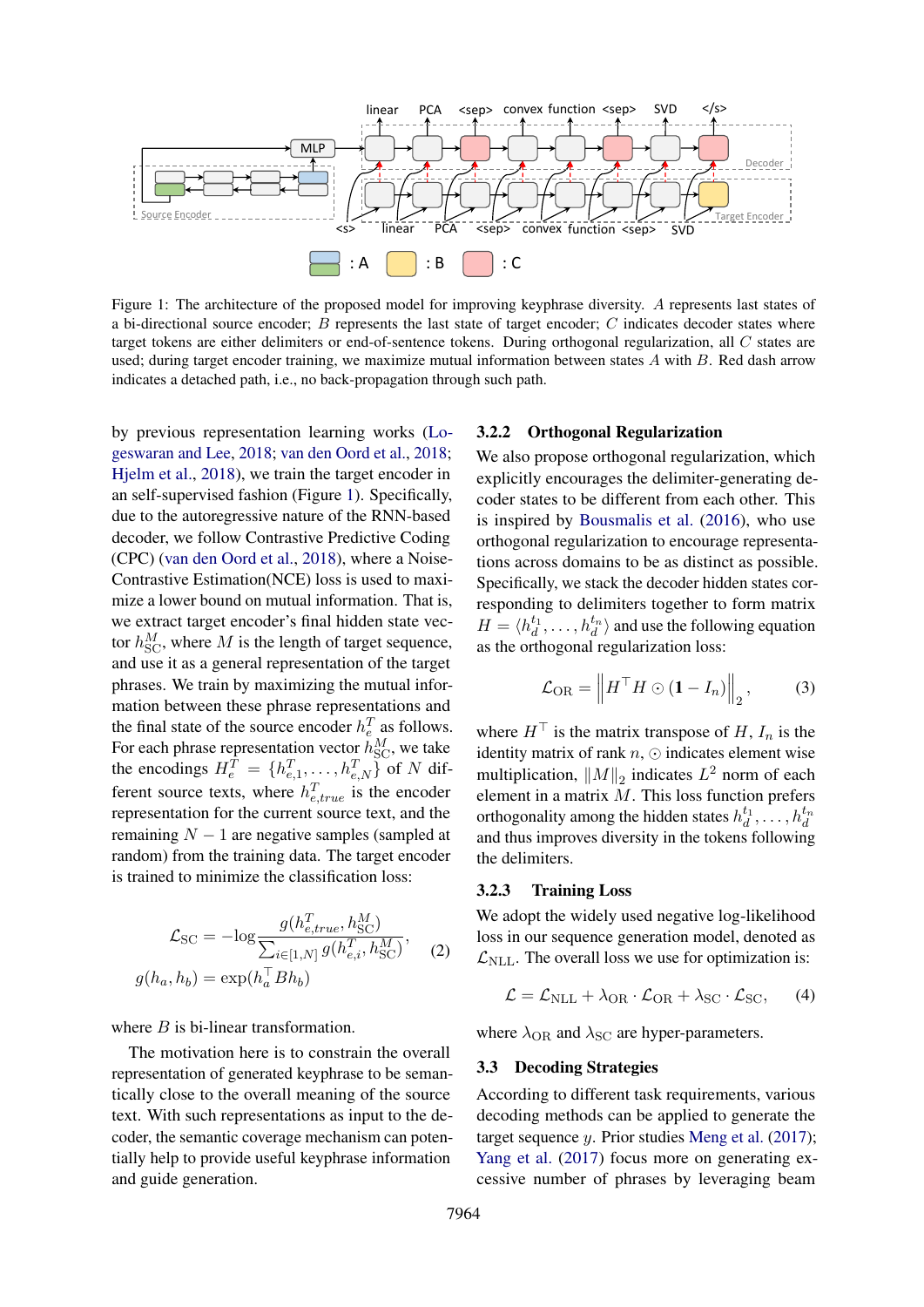Figure 1: The architecture of the proposed model for improving keyphrase diversity. $A$ represents last states of a bi-directional source encoder; $B$ represents the last state of target encoder; $C$ indicates decoder states where target tokens are either delimiters or end-of-sentence tokens. During orthogonal regularization, all $C$ states are used; during target encoder training, we maximize mutual information between states $A$ with $B$. Red dash arrow indicates a detached path, i.e., no back-propagation through such path.

by previous representation learning works (Logeswaran and Lee, 2018; van den Oord et al., 2018; Hjelm et al., 2018), we train the target encoder in an self-supervised fashion (Figure 1). Specifically, due to the autoregressive nature of the RNN-based decoder, we follow Contrastive Predictive Coding (CPC) (van den Oord et al., 2018), where a Noise-Contrastive Estimation(NCE) loss is used to maximize a lower bound on mutual information. That is, we extract target encoder's final hidden state vector $h^M_{\text{SC}}$, where $M$ is the length of target sequence, and use it as a general representation of the target phrases. We train by maximizing the mutual information between these phrase representations and the final state of the source encoder $h^T_e$ as follows. For each phrase representation vector $h^M_{\text{SC}}$, we take the encodings $H^T_e = \{h^T_{e,1}, \ldots, h^T_{e,N}\}$ of $N$ different source texts, where $h^T_{e,true}$ is the encoder representation for the current source text, and the remaining $N-1$ are negative samples (sampled at random) from the training data. The target encoder is trained to minimize the classification loss:

$$\mathcal{L}_{\text{SC}} = -\log \frac{g(h^T_{e,true}, h^M_{\text{SC}})}{\sum_{i\in[1,N]} g(h^T_{e,i}, h^M_{\text{SC}})}, \quad (2)$$

$$g(h_a, h_b) = \exp(h_a^\top B h_b)$$

where $B$ is bi-linear transformation.

The motivation here is to constrain the overall representation of generated keyphrase to be semantically close to the overall meaning of the source text. With such representations as input to the decoder, the semantic coverage mechanism can potentially help to provide useful keyphrase information and guide generation.

### 3.2.2 Orthogonal Regularization

We also propose orthogonal regularization, which explicitly encourages the delimiter-generating decoder states to be different from each other. This is inspired by Bousmalis et al. (2016), who use orthogonal regularization to encourage representations across domains to be as distinct as possible. Specifically, we stack the decoder hidden states corresponding to delimiters together to form matrix $H = \langle h^{t_1}_d, \ldots, h^{t_n}_d \rangle$ and use the following equation as the orthogonal regularization loss:

$$\mathcal{L}_{\text{OR}} = \left\| H^\top H \odot (\mathbf{1} - I_n) \right\|_2, \quad (3)$$

where $H^\top$ is the matrix transpose of $H$, $I_n$ is the identity matrix of rank $n$, $\odot$ indicates element wise multiplication, $\|M\|_2$ indicates $L^2$ norm of each element in a matrix $M$. This loss function prefers orthogonality among the hidden states $h^{t_1}_d, \ldots, h^{t_n}_d$ and thus improves diversity in the tokens following the delimiters.

### 3.2.3 Training Loss

We adopt the widely used negative log-likelihood loss in our sequence generation model, denoted as $\mathcal{L}_{\text{NLL}}$. The overall loss we use for optimization is:

$$\mathcal{L} = \mathcal{L}_{\text{NLL}} + \lambda_{\text{OR}} \cdot \mathcal{L}_{\text{OR}} + \lambda_{\text{SC}} \cdot \mathcal{L}_{\text{SC}}, \quad (4)$$

where $\lambda_{\text{OR}}$ and $\lambda_{\text{SC}}$ are hyper-parameters.

## 3.3 Decoding Strategies

According to different task requirements, various decoding methods can be applied to generate the target sequence $y$. Prior studies Meng et al. (2017); Yang et al. (2017) focus more on generating excessive number of phrases by leveraging beam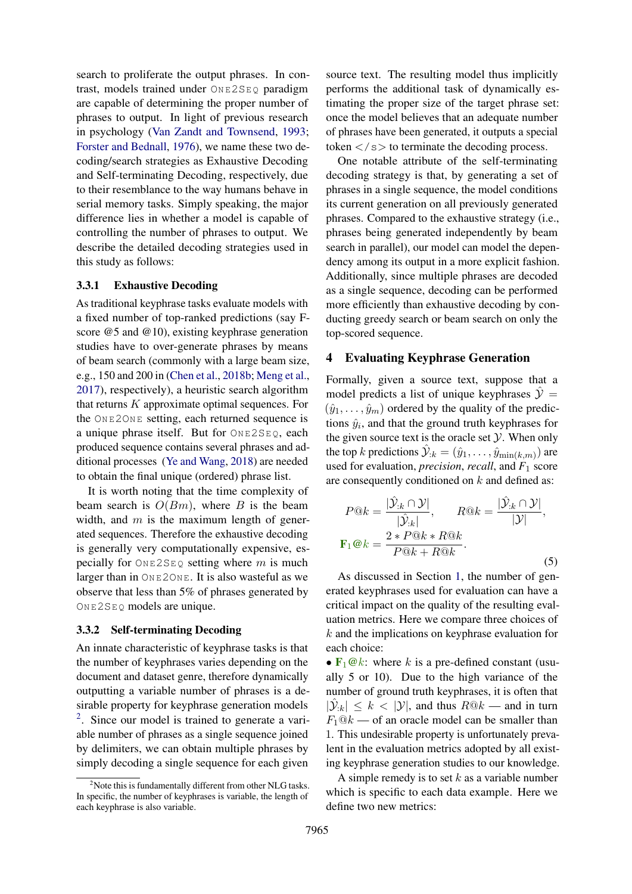search to proliferate the output phrases. In contrast, models trained under ONE2SEQ paradigm are capable of determining the proper number of phrases to output. In light of previous research in psychology (Van Zandt and Townsend, 1993; Forster and Bednall, 1976), we name these two decoding/search strategies as Exhaustive Decoding and Self-terminating Decoding, respectively, due to their resemblance to the way humans behave in serial memory tasks. Simply speaking, the major difference lies in whether a model is capable of controlling the number of phrases to output. We describe the detailed decoding strategies used in this study as follows:

#### 3.3.1 Exhaustive Decoding

As traditional keyphrase tasks evaluate models with a fixed number of top-ranked predictions (say F-score @5 and @10), existing keyphrase generation studies have to over-generate phrases by means of beam search (commonly with a large beam size, e.g., 150 and 200 in (Chen et al., 2018b; Meng et al., 2017), respectively), a heuristic search algorithm that returns $K$ approximate optimal sequences. For the ONE2ONE setting, each returned sequence is a unique phrase itself. But for ONE2SEQ, each produced sequence contains several phrases and additional processes (Ye and Wang, 2018) are needed to obtain the final unique (ordered) phrase list.

It is worth noting that the time complexity of beam search is $O(Bm)$, where $B$ is the beam width, and $m$ is the maximum length of generated sequences. Therefore the exhaustive decoding is generally very computationally expensive, especially for ONE2SEQ setting where $m$ is much larger than in ONE2ONE. It is also wasteful as we observe that less than 5% of phrases generated by ONE2SEQ models are unique.

#### 3.3.2 Self-terminating Decoding

An innate characteristic of keyphrase tasks is that the number of keyphrases varies depending on the document and dataset genre, therefore dynamically outputting a variable number of phrases is a desirable property for keyphrase generation models [2]. Since our model is trained to generate a variable number of phrases as a single sequence joined by delimiters, we can obtain multiple phrases by simply decoding a single sequence for each given source text. The resulting model thus implicitly performs the additional task of dynamically estimating the proper size of the target phrase set: once the model believes that an adequate number of phrases have been generated, it outputs a special token </s> to terminate the decoding process.

One notable attribute of the self-terminating decoding strategy is that, by generating a set of phrases in a single sequence, the model conditions its current generation on all previously generated phrases. Compared to the exhaustive strategy (i.e., phrases being generated independently by beam search in parallel), our model can model the dependency among its output in a more explicit fashion. Additionally, since multiple phrases are decoded as a single sequence, decoding can be performed more efficiently than exhaustive decoding by conducting greedy search or beam search on only the top-scored sequence.

## 4 Evaluating Keyphrase Generation

Formally, given a source text, suppose that a model predicts a list of unique keyphrases $\hat{\mathcal{Y}} = (\hat{y}_1, \ldots, \hat{y}_m)$ ordered by the quality of the predictions $\hat{y}_i$, and that the ground truth keyphrases for the given source text is the oracle set $\mathcal{Y}$. When only the top $k$ predictions $\hat{\mathcal{Y}}_{:k} = (\hat{y}_1, \ldots, \hat{y}_{\min(k,m)})$ are used for evaluation, *precision*, *recall*, and $F_1$ score are consequently conditioned on $k$ and defined as:

$$P@k = \frac{|\hat{\mathcal{Y}}_{:k} \cap \mathcal{Y}|}{|\hat{\mathcal{Y}}_{:k}|}, \qquad R@k = \frac{|\hat{\mathcal{Y}}_{:k} \cap \mathcal{Y}|}{|\mathcal{Y}|},$$
$$\mathbf{F_1@}k = \frac{2 * P@k * R@k}{P@k + R@k}. \tag{5}$$

As discussed in Section 1, the number of generated keyphrases used for evaluation can have a critical impact on the quality of the resulting evaluation metrics. Here we compare three choices of $k$ and the implications on keyphrase evaluation for each choice:

- $\mathbf{F_1@}k$: where $k$ is a pre-defined constant (usually 5 or 10). Due to the high variance of the number of ground truth keyphrases, it is often that $|\hat{\mathcal{Y}}_{:k}| \leq k < |\mathcal{Y}|$, and thus $R@k$ — and in turn $F_1@k$ — of an oracle model can be smaller than 1. This undesirable property is unfortunately prevalent in the evaluation metrics adopted by all existing keyphrase generation studies to our knowledge.

A simple remedy is to set $k$ as a variable number which is specific to each data example. Here we define two new metrics:

[2] Note this is fundamentally different from other NLG tasks. In specific, the number of keyphrases is variable, the length of each keyphrase is also variable.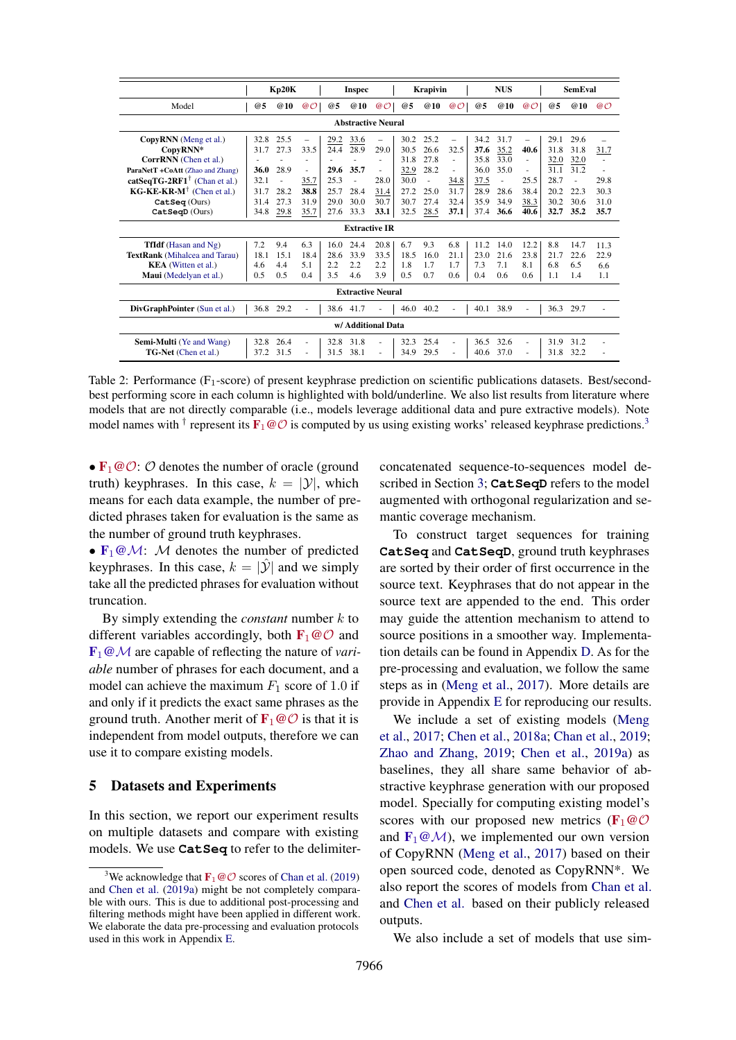| Model | Kp20K @5 | Kp20K @10 | Kp20K @$\mathcal{O}$ | Inspec @5 | Inspec @10 | Inspec @$\mathcal{O}$ | Krapivin @5 | Krapivin @10 | Krapivin @$\mathcal{O}$ | NUS @5 | NUS @10 | NUS @$\mathcal{O}$ | SemEval @5 | SemEval @10 | SemEval @$\mathcal{O}$ |
|---|---|---|---|---|---|---|---|---|---|---|---|---|---|---|---|
| **Abstractive Neural** | | | | | | | | | | | | | | | |
| **CopyRNN** (Meng et al.) | 32.8 | 25.5 | – | <u>29.2</u> | <u>33.6</u> | – | 30.2 | 25.2 | – | 34.2 | 31.7 | – | 29.1 | 29.6 | – |
| **CopyRNN*** | 31.7 | 27.3 | 33.5 | 24.4 | 28.9 | 29.0 | 30.5 | 26.6 | 32.5 | **37.6** | <u>35.2</u> | **40.6** | 31.8 | 31.8 | <u>31.7</u> |
| **CorrRNN** (Chen et al.) | - | - | - | - | - | - | 31.8 | 27.8 | - | 35.8 | 33.0 | - | <u>32.0</u> | <u>32.0</u> | - |
| **ParaNetT +CoAtt** (Zhao and Zhang) | **36.0** | 28.9 | - | **29.6** | **35.7** | - | <u>32.9</u> | 28.2 | - | 36.0 | 35.0 | - | <u>31.1</u> | 31.2 | - |
| **catSeqTG-2RF1**[†] (Chan et al.) | 32.1 | - | <u>35.7</u> | 25.3 | - | 28.0 | 30.0 | - | <u>34.8</u> | <u>37.5</u> | - | 25.5 | 28.7 | - | 29.8 |
| **KG-KE-KR-M**[†] (Chen et al.) | 31.7 | 28.2 | **38.8** | 25.7 | 28.4 | <u>31.4</u> | 27.2 | 25.0 | 31.7 | 28.9 | 28.6 | 38.4 | 20.2 | 22.3 | 30.3 |
| `CatSeq` (Ours) | 31.4 | 27.3 | 31.9 | 29.0 | 30.0 | 30.7 | 30.7 | 27.4 | 32.4 | 35.9 | 34.9 | <u>38.3</u> | 30.2 | 30.6 | 31.0 |
| `CatSeqD` (Ours) | 34.8 | <u>29.8</u> | <u>35.7</u> | 27.6 | 33.3 | **33.1** | 32.5 | <u>28.5</u> | **37.1** | 37.4 | **36.6** | **40.6** | **32.7** | **35.2** | **35.7** |
| **Extractive IR** | | | | | | | | | | | | | | | |
| **TfIdf** (Hasan and Ng) | 7.2 | 9.4 | 6.3 | 16.0 | 24.4 | 20.8 | 6.7 | 9.3 | 6.8 | 11.2 | 14.0 | 12.2 | 8.8 | 14.7 | 11.3 |
| **TextRank** (Mihalcea and Tarau) | 18.1 | 15.1 | 18.4 | 28.6 | 33.9 | 33.5 | 18.5 | 16.0 | 21.1 | 23.0 | 21.6 | 23.8 | 21.7 | 22.6 | 22.9 |
| **KEA** (Witten et al.) | 4.6 | 4.4 | 5.1 | 2.2 | 2.2 | 2.2 | 1.8 | 1.7 | 1.7 | 7.3 | 7.1 | 8.1 | 6.8 | 6.5 | 6.6 |
| **Maui** (Medelyan et al.) | 0.5 | 0.5 | 0.4 | 3.5 | 4.6 | 3.9 | 0.5 | 0.7 | 0.6 | 0.4 | 0.6 | 0.6 | 1.1 | 1.4 | 1.1 |
| **Extractive Neural** | | | | | | | | | | | | | | | |
| **DivGraphPointer** (Sun et al.) | 36.8 | 29.2 | - | 38.6 | 41.7 | - | 46.0 | 40.2 | - | 40.1 | 38.9 | - | 36.3 | 29.7 | - |
| **w/ Additional Data** | | | | | | | | | | | | | | | |
| **Semi-Multi** (Ye and Wang) | 32.8 | 26.4 | - | 32.8 | 31.8 | - | 32.3 | 25.4 | - | 36.5 | 32.6 | - | 31.9 | 31.2 | - |
| **TG-Net** (Chen et al.) | 37.2 | 31.5 | - | 31.5 | 38.1 | - | 34.9 | 29.5 | - | 40.6 | 37.0 | - | 31.8 | 32.2 | - |

Table 2: Performance ($F_1$-score) of present keyphrase prediction on scientific publications datasets. Best/second-best performing score in each column is highlighted with bold/underline. We also list results from literature where models that are not directly comparable (i.e., models leverage additional data and pure extractive models). Note model names with [†] represent its $F_1@\mathcal{O}$ is computed by us using existing works' released keyphrase predictions.[3]

- $F_1@\mathcal{O}$: $\mathcal{O}$ denotes the number of oracle (ground truth) keyphrases. In this case, $k = |\mathcal{Y}|$, which means for each data example, the number of predicted phrases taken for evaluation is the same as the number of ground truth keyphrases.
- $F_1@\mathcal{M}$: $\mathcal{M}$ denotes the number of predicted keyphrases. In this case, $k = |\hat{\mathcal{Y}}|$ and we simply take all the predicted phrases for evaluation without truncation.

By simply extending the *constant* number $k$ to different variables accordingly, both $F_1@\mathcal{O}$ and $F_1@\mathcal{M}$ are capable of reflecting the nature of *variable* number of phrases for each document, and a model can achieve the maximum $F_1$ score of 1.0 if and only if it predicts the exact same phrases as the ground truth. Another merit of $F_1@\mathcal{O}$ is that it is independent from model outputs, therefore we can use it to compare existing models.

## 5 Datasets and Experiments

In this section, we report our experiment results on multiple datasets and compare with existing models. We use `CatSeq` to refer to the delimiter-concatenated sequence-to-sequences model described in Section 3; `CatSeqD` refers to the model augmented with orthogonal regularization and semantic coverage mechanism.

To construct target sequences for training `CatSeq` and `CatSeqD`, ground truth keyphrases are sorted by their order of first occurrence in the source text. Keyphrases that do not appear in the source text are appended to the end. This order may guide the attention mechanism to attend to source positions in a smoother way. Implementation details can be found in Appendix D. As for the pre-processing and evaluation, we follow the same steps as in (Meng et al., 2017). More details are provide in Appendix E for reproducing our results.

We include a set of existing models (Meng et al., 2017; Chen et al., 2018a; Chan et al., 2019; Zhao and Zhang, 2019; Chen et al., 2019a) as baselines, they all share same behavior of abstractive keyphrase generation with our proposed model. Specially for computing existing model's scores with our proposed new metrics ($F_1@\mathcal{O}$ and $F_1@\mathcal{M}$), we implemented our own version of CopyRNN (Meng et al., 2017) based on their open sourced code, denoted as CopyRNN*. We also report the scores of models from Chan et al. and Chen et al. based on their publicly released outputs.

We also include a set of models that use sim-

[3] We acknowledge that $F_1@\mathcal{O}$ scores of Chan et al. (2019) and Chen et al. (2019a) might be not completely comparable with ours. This is due to additional post-processing and filtering methods might have been applied in different work. We elaborate the data pre-processing and evaluation protocols used in this work in Appendix E.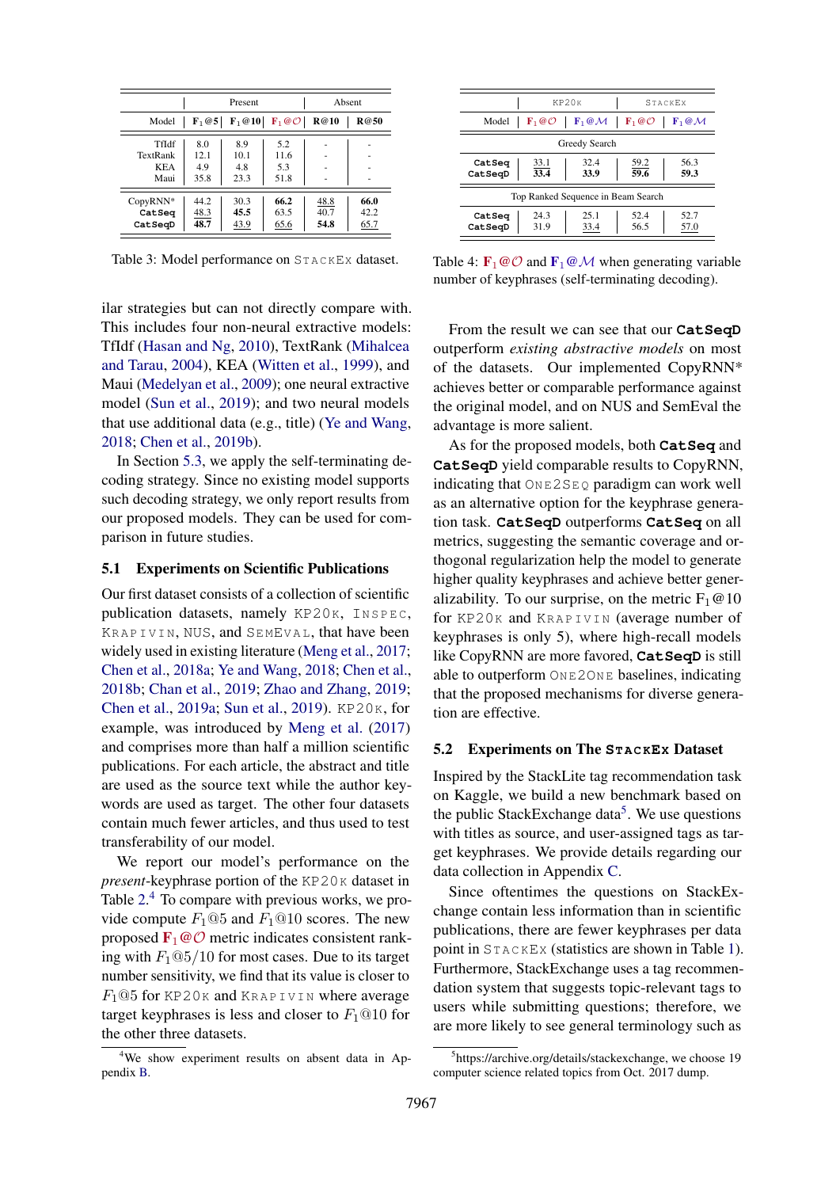| Model | Present | | | Absent | |
|---|---|---|---|---|---|
| | $F_1$@5 | $F_1$@10 | $F_1@\mathcal{O}$ | R@10 | R@50 |
| TfIdf | 8.0 | 8.9 | 5.2 | - | - |
| TextRank | 12.1 | 10.1 | 11.6 | - | - |
| KEA | 4.9 | 4.8 | 5.3 | - | - |
| Maui | 35.8 | 23.3 | 51.8 | - | - |
| CopyRNN* | 44.2 | 30.3 | **66.2** | 48.8 | **66.0** |
| CatSeq | 48.3 | **45.5** | 63.5 | 40.7 | 42.2 |
| CatSeqD | **48.7** | 43.9 | 65.6 | **54.8** | 65.7 |

Table 3: Model performance on StackEx dataset.

| Model | KP20k | | StackEx | |
|---|---|---|---|---|
| | $F_1@\mathcal{O}$ | $F_1@\mathcal{M}$ | $F_1@\mathcal{O}$ | $F_1@\mathcal{M}$ |
| *Greedy Search* | | | | |
| CatSeq | 33.1 | 32.4 | 59.2 | 56.3 |
| CatSeqD | **33.4** | **33.9** | **59.6** | **59.3** |
| *Top Ranked Sequence in Beam Search* | | | | |
| CatSeq | 24.3 | 25.1 | 52.4 | 52.7 |
| CatSeqD | 31.9 | 33.4 | 56.5 | 57.0 |

Table 4: $F_1@\mathcal{O}$ and $F_1@\mathcal{M}$ when generating variable number of keyphrases (self-terminating decoding).

ilar strategies but can not directly compare with. This includes four non-neural extractive models: TfIdf (Hasan and Ng, 2010), TextRank (Mihalcea and Tarau, 2004), KEA (Witten et al., 1999), and Maui (Medelyan et al., 2009); one neural extractive model (Sun et al., 2019); and two neural models that use additional data (e.g., title) (Ye and Wang, 2018; Chen et al., 2019b).

In Section 5.3, we apply the self-terminating decoding strategy. Since no existing model supports such decoding strategy, we only report results from our proposed models. They can be used for comparison in future studies.

## 5.1 Experiments on Scientific Publications

Our first dataset consists of a collection of scientific publication datasets, namely KP20k, Inspec, Krapivin, NUS, and SemEval, that have been widely used in existing literature (Meng et al., 2017; Chen et al., 2018a; Ye and Wang, 2018; Chen et al., 2018b; Chan et al., 2019; Zhao and Zhang, 2019; Chen et al., 2019a; Sun et al., 2019). KP20k, for example, was introduced by Meng et al. (2017) and comprises more than half a million scientific publications. For each article, the abstract and title are used as the source text while the author keywords are used as target. The other four datasets contain much fewer articles, and thus used to test transferability of our model.

We report our model's performance on the *present*-keyphrase portion of the KP20k dataset in Table 2.[4] To compare with previous works, we provide compute $F_1@5$ and $F_1@10$ scores. The new proposed $\mathbf{F_1@\mathcal{O}}$ metric indicates consistent ranking with $F_1@5/10$ for most cases. Due to its target number sensitivity, we find that its value is closer to $F_1@5$ for KP20k and Krapivin where average target keyphrases is less and closer to $F_1@10$ for the other three datasets.

From the result we can see that our **CatSeqD** outperform *existing abstractive models* on most of the datasets. Our implemented CopyRNN* achieves better or comparable performance against the original model, and on NUS and SemEval the advantage is more salient.

As for the proposed models, both **CatSeq** and **CatSeqD** yield comparable results to CopyRNN, indicating that One2Seq paradigm can work well as an alternative option for the keyphrase generation task. **CatSeqD** outperforms **CatSeq** on all metrics, suggesting the semantic coverage and orthogonal regularization help the model to generate higher quality keyphrases and achieve better generalizability. To our surprise, on the metric $F_1@10$ for KP20k and Krapivin (average number of keyphrases is only 5), where high-recall models like CopyRNN are more favored, **CatSeqD** is still able to outperform One2One baselines, indicating that the proposed mechanisms for diverse generation are effective.

## 5.2 Experiments on The StackEx Dataset

Inspired by the StackLite tag recommendation task on Kaggle, we build a new benchmark based on the public StackExchange data[5]. We use questions with titles as source, and user-assigned tags as target keyphrases. We provide details regarding our data collection in Appendix C.

Since oftentimes the questions on StackExchange contain less information than in scientific publications, there are fewer keyphrases per data point in StackEx (statistics are shown in Table 1). Furthermore, StackExchange uses a tag recommendation system that suggests topic-relevant tags to users while submitting questions; therefore, we are more likely to see general terminology such as

[4] We show experiment results on absent data in Appendix B.

[5] https://archive.org/details/stackexchange, we choose 19 computer science related topics from Oct. 2017 dump.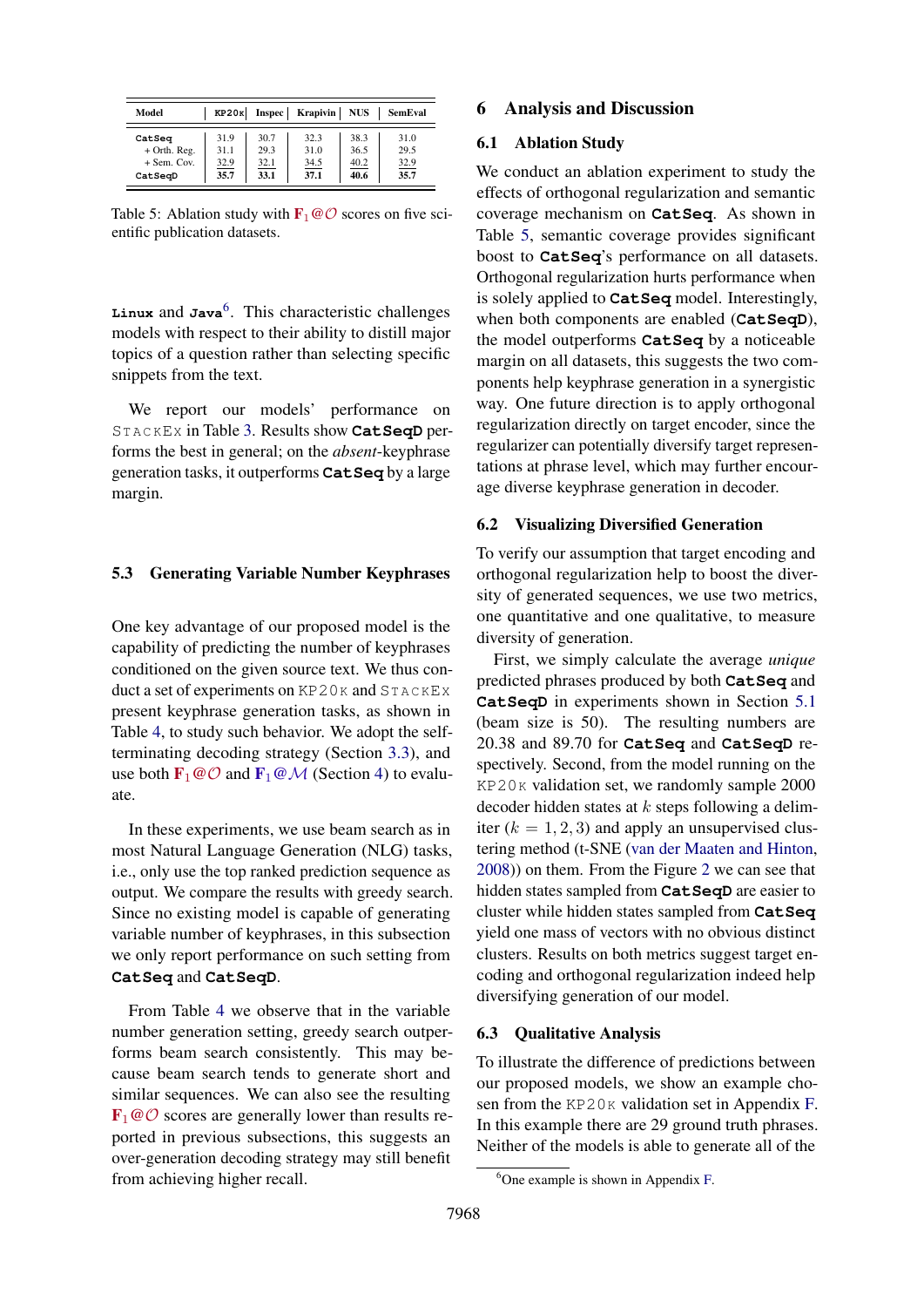| Model | KP20K | Inspec | Krapivin | NUS | SemEval |
|---|---|---|---|---|---|
| CatSeq | 31.9 | 30.7 | 32.3 | 38.3 | 31.0 |
| + Orth. Reg. | 31.1 | 29.3 | 31.0 | 36.5 | 29.5 |
| + Sem. Cov. | 32.9 | 32.1 | 34.5 | 40.2 | 32.9 |
| CatSeqD | **35.7** | **33.1** | **37.1** | **40.6** | **35.7** |

Table 5: Ablation study with $\mathbf{F}_1@\mathcal{O}$ scores on five scientific publication datasets.

**Linux** and **Java**[6]. This characteristic challenges models with respect to their ability to distill major topics of a question rather than selecting specific snippets from the text.

We report our models' performance on StackEx in Table 3. Results show **CatSeqD** performs the best in general; on the *absent*-keyphrase generation tasks, it outperforms **CatSeq** by a large margin.

### 5.3 Generating Variable Number Keyphrases

One key advantage of our proposed model is the capability of predicting the number of keyphrases conditioned on the given source text. We thus conduct a set of experiments on KP20K and StackEx present keyphrase generation tasks, as shown in Table 4, to study such behavior. We adopt the self-terminating decoding strategy (Section 3.3), and use both $\mathbf{F}_1@\mathcal{O}$ and $\mathbf{F}_1@\mathcal{M}$ (Section 4) to evaluate.

In these experiments, we use beam search as in most Natural Language Generation (NLG) tasks, i.e., only use the top ranked prediction sequence as output. We compare the results with greedy search. Since no existing model is capable of generating variable number of keyphrases, in this subsection we only report performance on such setting from **CatSeq** and **CatSeqD**.

From Table 4 we observe that in the variable number generation setting, greedy search outperforms beam search consistently. This may because beam search tends to generate short and similar sequences. We can also see the resulting $\mathbf{F}_1@\mathcal{O}$ scores are generally lower than results reported in previous subsections, this suggests an over-generation decoding strategy may still benefit from achieving higher recall.

## 6 Analysis and Discussion

### 6.1 Ablation Study

We conduct an ablation experiment to study the effects of orthogonal regularization and semantic coverage mechanism on **CatSeq**. As shown in Table 5, semantic coverage provides significant boost to **CatSeq**'s performance on all datasets. Orthogonal regularization hurts performance when is solely applied to **CatSeq** model. Interestingly, when both components are enabled (**CatSeqD**), the model outperforms **CatSeq** by a noticeable margin on all datasets, this suggests the two components help keyphrase generation in a synergistic way. One future direction is to apply orthogonal regularization directly on target encoder, since the regularizer can potentially diversify target representations at phrase level, which may further encourage diverse keyphrase generation in decoder.

### 6.2 Visualizing Diversified Generation

To verify our assumption that target encoding and orthogonal regularization help to boost the diversity of generated sequences, we use two metrics, one quantitative and one qualitative, to measure diversity of generation.

First, we simply calculate the average *unique* predicted phrases produced by both **CatSeq** and **CatSeqD** in experiments shown in Section 5.1 (beam size is 50). The resulting numbers are 20.38 and 89.70 for **CatSeq** and **CatSeqD** respectively. Second, from the model running on the KP20K validation set, we randomly sample 2000 decoder hidden states at $k$ steps following a delimiter ($k = 1, 2, 3$) and apply an unsupervised clustering method (t-SNE (van der Maaten and Hinton, 2008)) on them. From the Figure 2 we can see that hidden states sampled from **CatSeqD** are easier to cluster while hidden states sampled from **CatSeq** yield one mass of vectors with no obvious distinct clusters. Results on both metrics suggest target encoding and orthogonal regularization indeed help diversifying generation of our model.

### 6.3 Qualitative Analysis

To illustrate the difference of predictions between our proposed models, we show an example chosen from the KP20K validation set in Appendix F. In this example there are 29 ground truth phrases. Neither of the models is able to generate all of the

[6] One example is shown in Appendix F.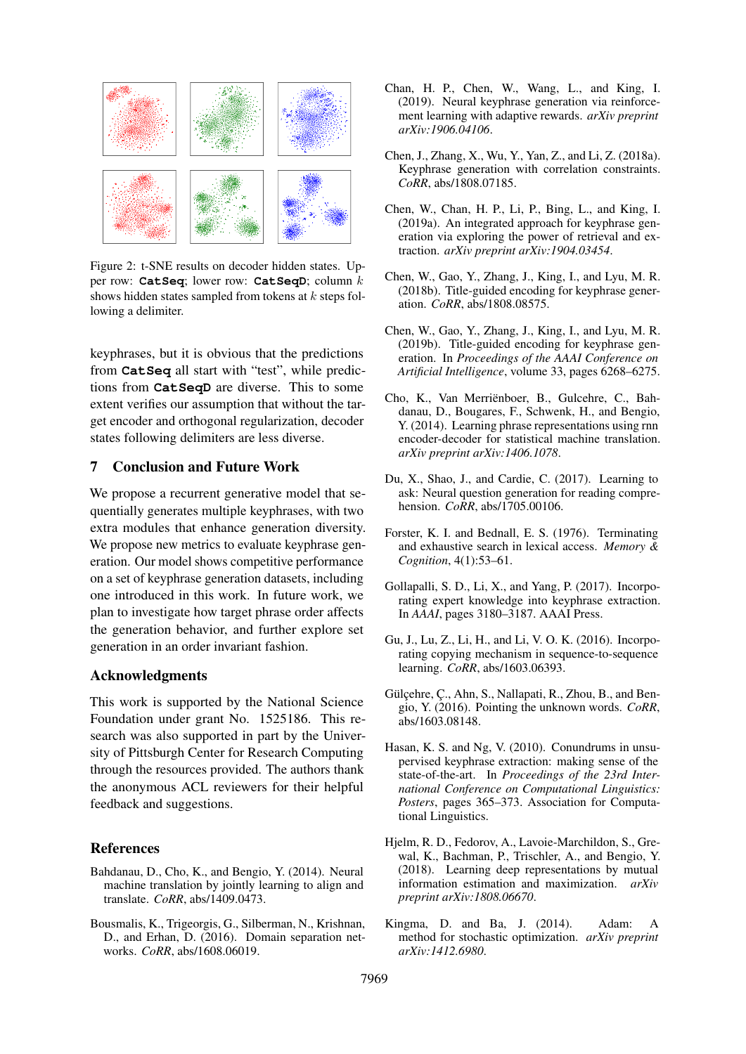Figure 2: t-SNE results on decoder hidden states. Upper row: **CatSeq**; lower row: **CatSeqD**; column $k$ shows hidden states sampled from tokens at $k$ steps following a delimiter.

keyphrases, but it is obvious that the predictions from **CatSeq** all start with "test", while predictions from **CatSeqD** are diverse. This to some extent verifies our assumption that without the target encoder and orthogonal regularization, decoder states following delimiters are less diverse.

## 7 Conclusion and Future Work

We propose a recurrent generative model that sequentially generates multiple keyphrases, with two extra modules that enhance generation diversity. We propose new metrics to evaluate keyphrase generation. Our model shows competitive performance on a set of keyphrase generation datasets, including one introduced in this work. In future work, we plan to investigate how target phrase order affects the generation behavior, and further explore set generation in an order invariant fashion.

## Acknowledgments

This work is supported by the National Science Foundation under grant No. 1525186. This research was also supported in part by the University of Pittsburgh Center for Research Computing through the resources provided. The authors thank the anonymous ACL reviewers for their helpful feedback and suggestions.

## References

Bahdanau, D., Cho, K., and Bengio, Y. (2014). Neural machine translation by jointly learning to align and translate. *CoRR*, abs/1409.0473.

Bousmalis, K., Trigeorgis, G., Silberman, N., Krishnan, D., and Erhan, D. (2016). Domain separation networks. *CoRR*, abs/1608.06019.

Chan, H. P., Chen, W., Wang, L., and King, I. (2019). Neural keyphrase generation via reinforcement learning with adaptive rewards. *arXiv preprint arXiv:1906.04106*.

Chen, J., Zhang, X., Wu, Y., Yan, Z., and Li, Z. (2018a). Keyphrase generation with correlation constraints. *CoRR*, abs/1808.07185.

Chen, W., Chan, H. P., Li, P., Bing, L., and King, I. (2019a). An integrated approach for keyphrase generation via exploring the power of retrieval and extraction. *arXiv preprint arXiv:1904.03454*.

Chen, W., Gao, Y., Zhang, J., King, I., and Lyu, M. R. (2018b). Title-guided encoding for keyphrase generation. *CoRR*, abs/1808.08575.

Chen, W., Gao, Y., Zhang, J., King, I., and Lyu, M. R. (2019b). Title-guided encoding for keyphrase generation. In *Proceedings of the AAAI Conference on Artificial Intelligence*, volume 33, pages 6268–6275.

Cho, K., Van Merriënboer, B., Gulcehre, C., Bahdanau, D., Bougares, F., Schwenk, H., and Bengio, Y. (2014). Learning phrase representations using rnn encoder-decoder for statistical machine translation. *arXiv preprint arXiv:1406.1078*.

Du, X., Shao, J., and Cardie, C. (2017). Learning to ask: Neural question generation for reading comprehension. *CoRR*, abs/1705.00106.

Forster, K. I. and Bednall, E. S. (1976). Terminating and exhaustive search in lexical access. *Memory & Cognition*, 4(1):53–61.

Gollapalli, S. D., Li, X., and Yang, P. (2017). Incorporating expert knowledge into keyphrase extraction. In *AAAI*, pages 3180–3187. AAAI Press.

Gu, J., Lu, Z., Li, H., and Li, V. O. K. (2016). Incorporating copying mechanism in sequence-to-sequence learning. *CoRR*, abs/1603.06393.

Gülçehre, Ç., Ahn, S., Nallapati, R., Zhou, B., and Bengio, Y. (2016). Pointing the unknown words. *CoRR*, abs/1603.08148.

Hasan, K. S. and Ng, V. (2010). Conundrums in unsupervised keyphrase extraction: making sense of the state-of-the-art. In *Proceedings of the 23rd International Conference on Computational Linguistics: Posters*, pages 365–373. Association for Computational Linguistics.

Hjelm, R. D., Fedorov, A., Lavoie-Marchildon, S., Grewal, K., Bachman, P., Trischler, A., and Bengio, Y. (2018). Learning deep representations by mutual information estimation and maximization. *arXiv preprint arXiv:1808.06670*.

Kingma, D. and Ba, J. (2014). Adam: A method for stochastic optimization. *arXiv preprint arXiv:1412.6980*.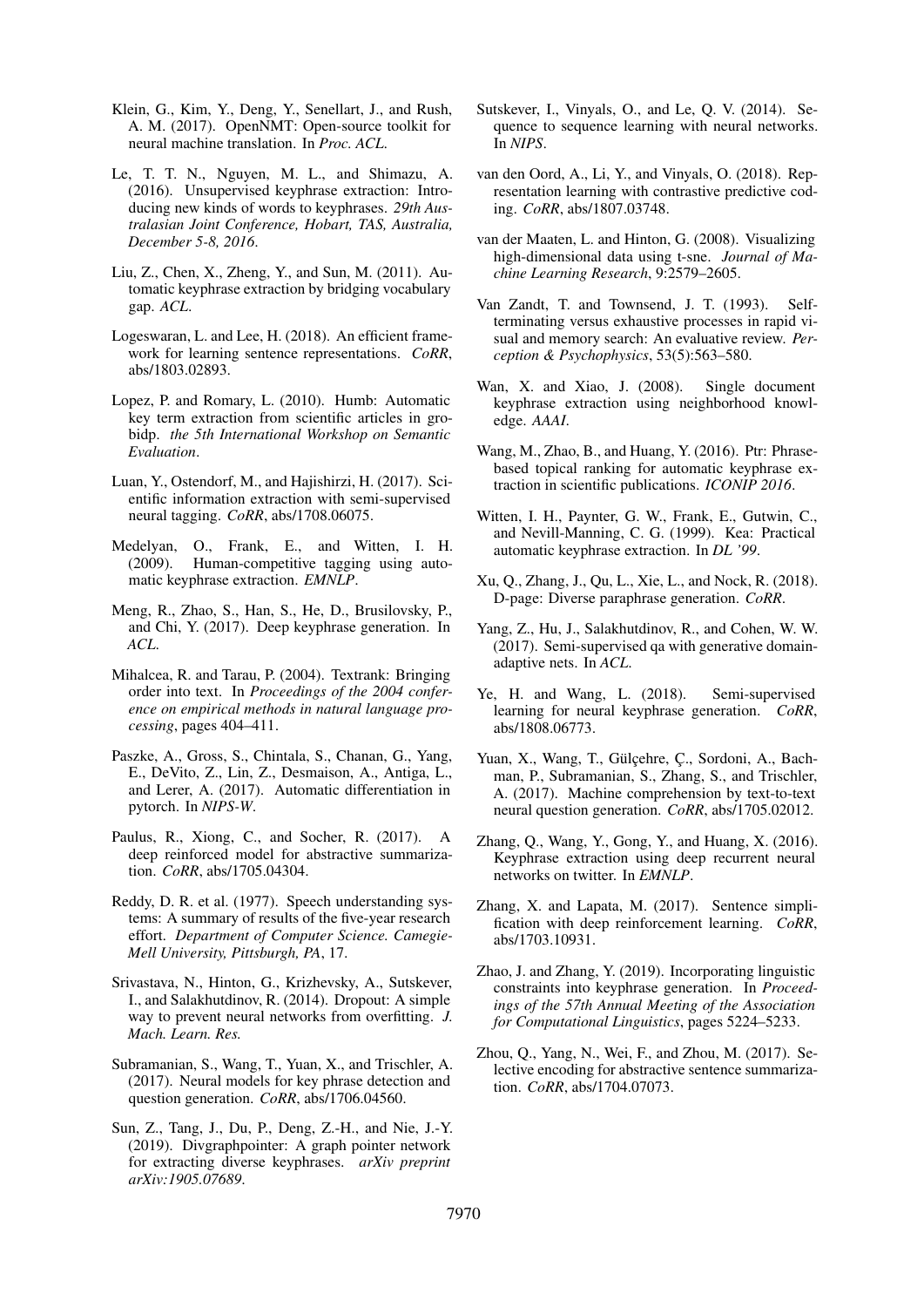Klein, G., Kim, Y., Deng, Y., Senellart, J., and Rush, A. M. (2017). OpenNMT: Open-source toolkit for neural machine translation. In *Proc. ACL*.

Le, T. T. N., Nguyen, M. L., and Shimazu, A. (2016). Unsupervised keyphrase extraction: Introducing new kinds of words to keyphrases. *29th Australasian Joint Conference, Hobart, TAS, Australia, December 5-8, 2016*.

Liu, Z., Chen, X., Zheng, Y., and Sun, M. (2011). Automatic keyphrase extraction by bridging vocabulary gap. *ACL*.

Logeswaran, L. and Lee, H. (2018). An efficient framework for learning sentence representations. *CoRR*, abs/1803.02893.

Lopez, P. and Romary, L. (2010). Humb: Automatic key term extraction from scientific articles in grobidp. *the 5th International Workshop on Semantic Evaluation*.

Luan, Y., Ostendorf, M., and Hajishirzi, H. (2017). Scientific information extraction with semi-supervised neural tagging. *CoRR*, abs/1708.06075.

Medelyan, O., Frank, E., and Witten, I. H. (2009). Human-competitive tagging using automatic keyphrase extraction. *EMNLP*.

Meng, R., Zhao, S., Han, S., He, D., Brusilovsky, P., and Chi, Y. (2017). Deep keyphrase generation. In *ACL*.

Mihalcea, R. and Tarau, P. (2004). Textrank: Bringing order into text. In *Proceedings of the 2004 conference on empirical methods in natural language processing*, pages 404–411.

Paszke, A., Gross, S., Chintala, S., Chanan, G., Yang, E., DeVito, Z., Lin, Z., Desmaison, A., Antiga, L., and Lerer, A. (2017). Automatic differentiation in pytorch. In *NIPS-W*.

Paulus, R., Xiong, C., and Socher, R. (2017). A deep reinforced model for abstractive summarization. *CoRR*, abs/1705.04304.

Reddy, D. R. et al. (1977). Speech understanding systems: A summary of results of the five-year research effort. *Department of Computer Science. Camegie-Mell University, Pittsburgh, PA*, 17.

Srivastava, N., Hinton, G., Krizhevsky, A., Sutskever, I., and Salakhutdinov, R. (2014). Dropout: A simple way to prevent neural networks from overfitting. *J. Mach. Learn. Res.*

Subramanian, S., Wang, T., Yuan, X., and Trischler, A. (2017). Neural models for key phrase detection and question generation. *CoRR*, abs/1706.04560.

Sun, Z., Tang, J., Du, P., Deng, Z.-H., and Nie, J.-Y. (2019). Divgraphpointer: A graph pointer network for extracting diverse keyphrases. *arXiv preprint arXiv:1905.07689*.

Sutskever, I., Vinyals, O., and Le, Q. V. (2014). Sequence to sequence learning with neural networks. In *NIPS*.

van den Oord, A., Li, Y., and Vinyals, O. (2018). Representation learning with contrastive predictive coding. *CoRR*, abs/1807.03748.

van der Maaten, L. and Hinton, G. (2008). Visualizing high-dimensional data using t-sne. *Journal of Machine Learning Research*, 9:2579–2605.

Van Zandt, T. and Townsend, J. T. (1993). Self-terminating versus exhaustive processes in rapid visual and memory search: An evaluative review. *Perception & Psychophysics*, 53(5):563–580.

Wan, X. and Xiao, J. (2008). Single document keyphrase extraction using neighborhood knowledge. *AAAI*.

Wang, M., Zhao, B., and Huang, Y. (2016). Ptr: Phrase-based topical ranking for automatic keyphrase extraction in scientific publications. *ICONIP 2016*.

Witten, I. H., Paynter, G. W., Frank, E., Gutwin, C., and Nevill-Manning, C. G. (1999). Kea: Practical automatic keyphrase extraction. In *DL '99*.

Xu, Q., Zhang, J., Qu, L., Xie, L., and Nock, R. (2018). D-page: Diverse paraphrase generation. *CoRR*.

Yang, Z., Hu, J., Salakhutdinov, R., and Cohen, W. W. (2017). Semi-supervised qa with generative domain-adaptive nets. In *ACL*.

Ye, H. and Wang, L. (2018). Semi-supervised learning for neural keyphrase generation. *CoRR*, abs/1808.06773.

Yuan, X., Wang, T., Gülçehre, Ç., Sordoni, A., Bachman, P., Subramanian, S., Zhang, S., and Trischler, A. (2017). Machine comprehension by text-to-text neural question generation. *CoRR*, abs/1705.02012.

Zhang, Q., Wang, Y., Gong, Y., and Huang, X. (2016). Keyphrase extraction using deep recurrent neural networks on twitter. In *EMNLP*.

Zhang, X. and Lapata, M. (2017). Sentence simplification with deep reinforcement learning. *CoRR*, abs/1703.10931.

Zhao, J. and Zhang, Y. (2019). Incorporating linguistic constraints into keyphrase generation. In *Proceedings of the 57th Annual Meeting of the Association for Computational Linguistics*, pages 5224–5233.

Zhou, Q., Yang, N., Wei, F., and Zhou, M. (2017). Selective encoding for abstractive sentence summarization. *CoRR*, abs/1704.07073.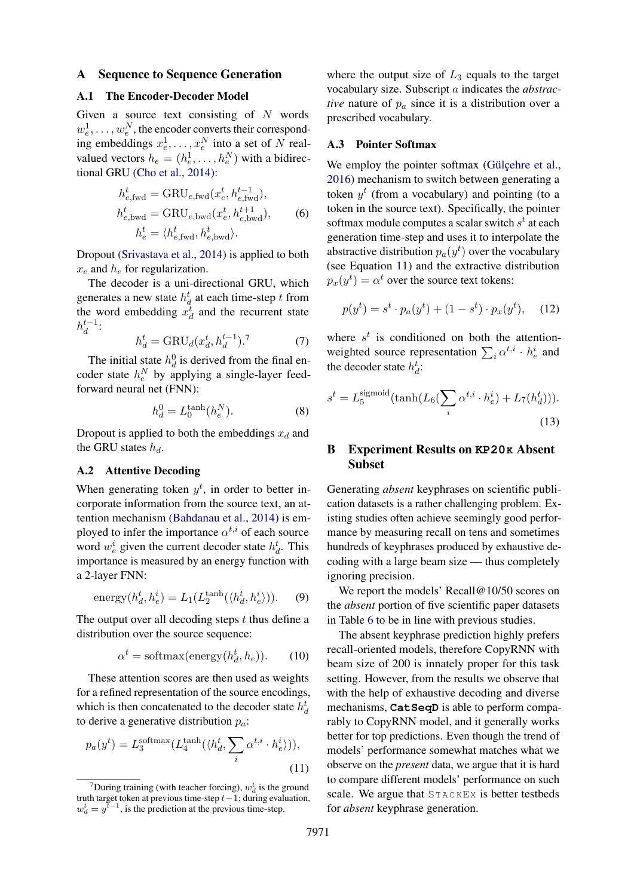# A Sequence to Sequence Generation

## A.1 The Encoder-Decoder Model

Given a source text consisting of $N$ words $w_e^1, \ldots, w_e^N$, the encoder converts their corresponding embeddings $x_e^1, \ldots, x_e^N$ into a set of $N$ real-valued vectors $h_e = (h_e^1, \ldots, h_e^N)$ with a bidirectional GRU (Cho et al., 2014):

$$
\begin{aligned}
h_{e,\text{fwd}}^t &= \text{GRU}_{e,\text{fwd}}(x_e^t, h_{e,\text{fwd}}^{t-1}), \\
h_{e,\text{bwd}}^t &= \text{GRU}_{e,\text{bwd}}(x_e^t, h_{e,\text{bwd}}^{t+1}), \\
h_e^t &= \langle h_{e,\text{fwd}}^t, h_{e,\text{bwd}}^t \rangle.
\end{aligned} \tag{6}
$$

Dropout (Srivastava et al., 2014) is applied to both $x_e$ and $h_e$ for regularization.

The decoder is a uni-directional GRU, which generates a new state $h_d^t$ at each time-step $t$ from the word embedding $x_d^t$ and the recurrent state $h_d^{t-1}$:

$$
h_d^t = \text{GRU}_d(x_d^t, h_d^{t-1}).[7] \tag{7}
$$

The initial state $h_d^0$ is derived from the final encoder state $h_e^N$ by applying a single-layer feed-forward neural net (FNN):

$$
h_d^0 = L_0^{\tanh}(h_e^N). \tag{8}
$$

Dropout is applied to both the embeddings $x_d$ and the GRU states $h_d$.

## A.2 Attentive Decoding

When generating token $y^t$, in order to better incorporate information from the source text, an attention mechanism (Bahdanau et al., 2014) is employed to infer the importance $\alpha^{t,i}$ of each source word $w_e^i$ given the current decoder state $h_d^t$. This importance is measured by an energy function with a 2-layer FNN:

$$
\text{energy}(h_d^t, h_e^i) = L_1(L_2^{\tanh}(\langle h_d^t, h_e^i \rangle)). \tag{9}
$$

The output over all decoding steps $t$ thus define a distribution over the source sequence:

$$
\alpha^t = \text{softmax}(\text{energy}(h_d^t, h_e)). \tag{10}
$$

These attention scores are then used as weights for a refined representation of the source encodings, which is then concatenated to the decoder state $h_d^t$ to derive a generative distribution $p_a$:

$$
p_a(y^t) = L_3^{\text{softmax}}(L_4^{\tanh}(\langle h_d^t, \sum_i \alpha^{t,i} \cdot h_e^i \rangle)), \tag{11}
$$

where the output size of $L_3$ equals to the target vocabulary size. Subscript $a$ indicates the *abstractive* nature of $p_a$ since it is a distribution over a prescribed vocabulary.

## A.3 Pointer Softmax

We employ the pointer softmax (Gülçehre et al., 2016) mechanism to switch between generating a token $y^t$ (from a vocabulary) and pointing (to a token in the source text). Specifically, the pointer softmax module computes a scalar switch $s^t$ at each generation time-step and uses it to interpolate the abstractive distribution $p_a(y^t)$ over the vocabulary (see Equation 11) and the extractive distribution $p_x(y^t) = \alpha^t$ over the source text tokens:

$$
p(y^t) = s^t \cdot p_a(y^t) + (1 - s^t) \cdot p_x(y^t), \tag{12}
$$

where $s^t$ is conditioned on both the attention-weighted source representation $\sum_i \alpha^{t,i} \cdot h_e^i$ and the decoder state $h_d^t$:

$$
s^t = L_5^{\text{sigmoid}}(\tanh(L_6(\sum_i \alpha^{t,i} \cdot h_e^i) + L_7(h_d^t))). \tag{13}
$$

# B Experiment Results on KP20K Absent Subset

Generating *absent* keyphrases on scientific publication datasets is a rather challenging problem. Existing studies often achieve seemingly good performance by measuring recall on tens and sometimes hundreds of keyphrases produced by exhaustive decoding with a large beam size — thus completely ignoring precision.

We report the models' Recall@10/50 scores on the *absent* portion of five scientific paper datasets in Table 6 to be in line with previous studies.

The absent keyphrase prediction highly prefers recall-oriented models, therefore CopyRNN with beam size of 200 is innately proper for this task setting. However, from the results we observe that with the help of exhaustive decoding and diverse mechanisms, **CatSeqD** is able to perform comparably to CopyRNN model, and it generally works better for top predictions. Even though the trend of models' performance somewhat matches what we observe on the *present* data, we argue that it is hard to compare different models' performance on such scale. We argue that StackEx is better testbeds for *absent* keyphrase generation.

[7] During training (with teacher forcing), $w_d^t$ is the ground truth target token at previous time-step $t-1$; during evaluation, $w_d^t = y^{t-1}$, is the prediction at the previous time-step.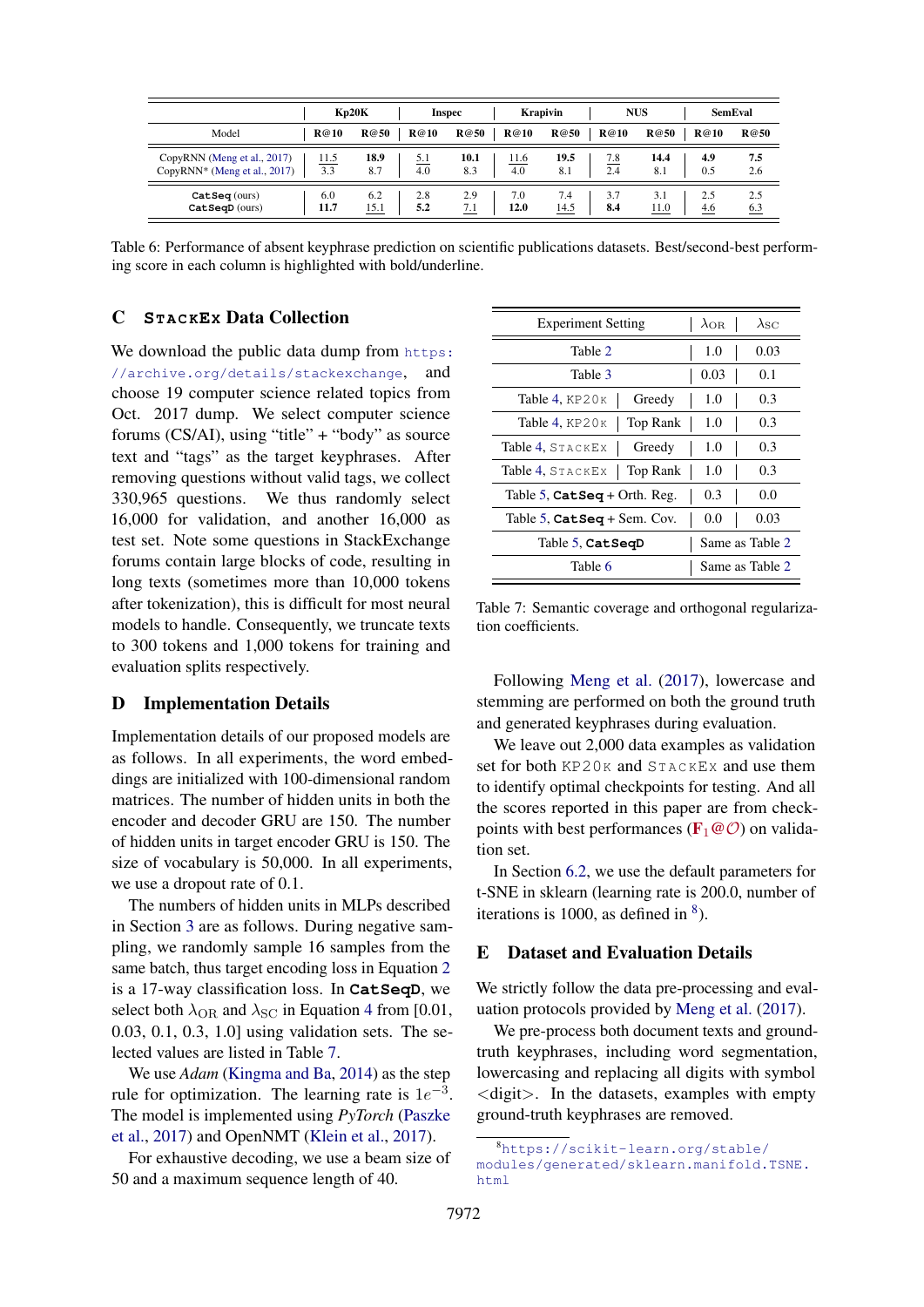| Model | Kp20K | | Inspec | | Krapivin | | NUS | | SemEval | |
|---|---|---|---|---|---|---|---|---|---|---|
| | R@10 | R@50 | R@10 | R@50 | R@10 | R@50 | R@10 | R@50 | R@10 | R@50 |
| CopyRNN (Meng et al., 2017) | <u>11.5</u> | **18.9** | <u>5.1</u> | **10.1** | <u>11.6</u> | **19.5** | <u>7.8</u> | **14.4** | **4.9** | **7.5** |
| CopyRNN* (Meng et al., 2017) | 3.3 | 8.7 | 4.0 | 8.3 | 4.0 | 8.1 | 2.4 | 8.1 | 0.5 | 2.6 |
| CatSeq (ours) | 6.0 | 6.2 | 2.8 | 2.9 | 7.0 | 7.4 | 3.7 | 3.1 | 2.5 | 2.5 |
| CatSeqD (ours) | **11.7** | <u>15.1</u> | **5.2** | <u>7.1</u> | **12.0** | <u>14.5</u> | **8.4** | <u>11.0</u> | <u>4.6</u> | <u>6.3</u> |

Table 6: Performance of absent keyphrase prediction on scientific publications datasets. Best/second-best performing score in each column is highlighted with bold/underline.

## C StackEx Data Collection

We download the public data dump from https://archive.org/details/stackexchange, and choose 19 computer science related topics from Oct. 2017 dump. We select computer science forums (CS/AI), using "title" + "body" as source text and "tags" as the target keyphrases. After removing questions without valid tags, we collect 330,965 questions. We thus randomly select 16,000 for validation, and another 16,000 as test set. Note some questions in StackExchange forums contain large blocks of code, resulting in long texts (sometimes more than 10,000 tokens after tokenization), this is difficult for most neural models to handle. Consequently, we truncate texts to 300 tokens and 1,000 tokens for training and evaluation splits respectively.

## D Implementation Details

Implementation details of our proposed models are as follows. In all experiments, the word embeddings are initialized with 100-dimensional random matrices. The number of hidden units in both the encoder and decoder GRU are 150. The number of hidden units in target encoder GRU is 150. The size of vocabulary is 50,000. In all experiments, we use a dropout rate of 0.1.

The numbers of hidden units in MLPs described in Section 3 are as follows. During negative sampling, we randomly sample 16 samples from the same batch, thus target encoding loss in Equation 2 is a 17-way classification loss. In **CatSeqD**, we select both $\lambda_{\text{OR}}$ and $\lambda_{\text{SC}}$ in Equation 4 from [0.01, 0.03, 0.1, 0.3, 1.0] using validation sets. The selected values are listed in Table 7.

We use *Adam* (Kingma and Ba, 2014) as the step rule for optimization. The learning rate is $1e^{-3}$. The model is implemented using *PyTorch* (Paszke et al., 2017) and OpenNMT (Klein et al., 2017).

For exhaustive decoding, we use a beam size of 50 and a maximum sequence length of 40.

| Experiment Setting | | $\lambda_{\text{OR}}$ | $\lambda_{\text{SC}}$ |
|---|---|---|---|
| Table 2 | | 1.0 | 0.03 |
| Table 3 | | 0.03 | 0.1 |
| Table 4, KP20K | Greedy | 1.0 | 0.3 |
| Table 4, KP20K | Top Rank | 1.0 | 0.3 |
| Table 4, StackEx | Greedy | 1.0 | 0.3 |
| Table 4, StackEx | Top Rank | 1.0 | 0.3 |
| Table 5, **CatSeq** + Orth. Reg. | | 0.3 | 0.0 |
| Table 5, **CatSeq** + Sem. Cov. | | 0.0 | 0.03 |
| Table 5, **CatSeqD** | | Same as Table 2 | |
| Table 6 | | Same as Table 2 | |

Table 7: Semantic coverage and orthogonal regularization coefficients.

Following Meng et al. (2017), lowercase and stemming are performed on both the ground truth and generated keyphrases during evaluation.

We leave out 2,000 data examples as validation set for both KP20K and StackEx and use them to identify optimal checkpoints for testing. And all the scores reported in this paper are from checkpoints with best performances ($\mathbf{F}_1@\mathcal{O}$) on validation set.

In Section 6.2, we use the default parameters for t-SNE in sklearn (learning rate is 200.0, number of iterations is 1000, as defined in [8]).

## E Dataset and Evaluation Details

We strictly follow the data pre-processing and evaluation protocols provided by Meng et al. (2017).

We pre-process both document texts and ground-truth keyphrases, including word segmentation, lowercasing and replacing all digits with symbol <digit>. In the datasets, examples with empty ground-truth keyphrases are removed.

[8] https://scikit-learn.org/stable/modules/generated/sklearn.manifold.TSNE.html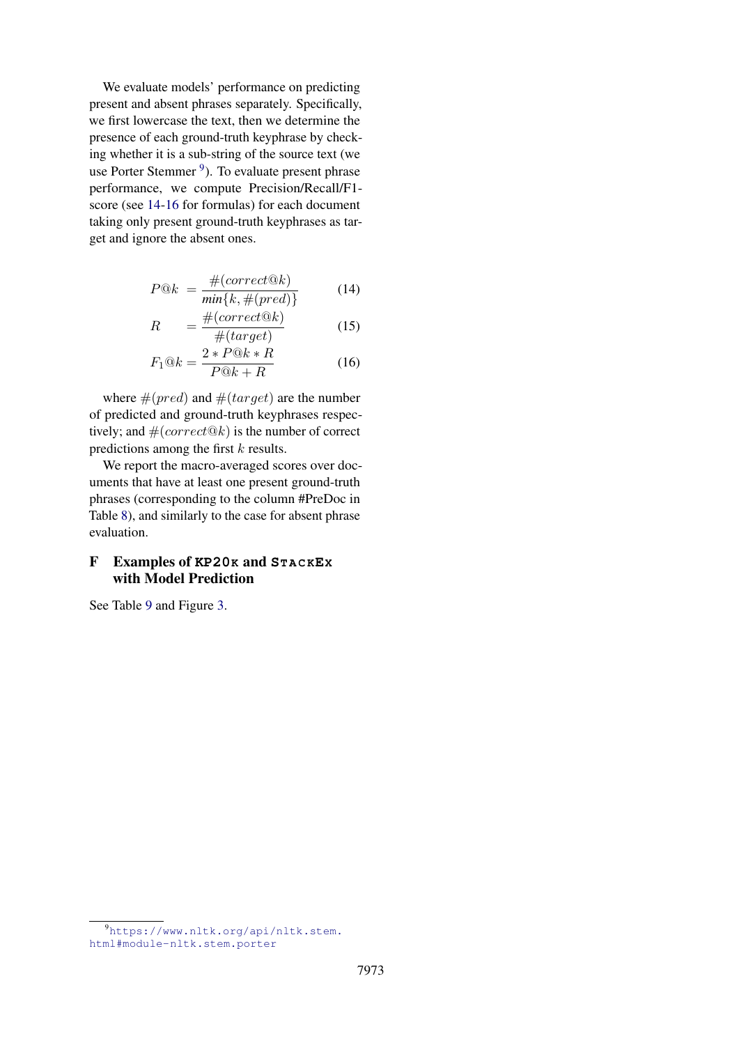We evaluate models' performance on predicting present and absent phrases separately. Specifically, we first lowercase the text, then we determine the presence of each ground-truth keyphrase by checking whether it is a sub-string of the source text (we use Porter Stemmer [9]). To evaluate present phrase performance, we compute Precision/Recall/F1-score (see 14-16 for formulas) for each document taking only present ground-truth keyphrases as target and ignore the absent ones.

$$P@k = \frac{\#(correct@k)}{min\{k, \#(pred)\}} \quad (14)$$

$$R = \frac{\#(correct@k)}{\#(target)} \quad (15)$$

$$F_1@k = \frac{2 * P@k * R}{P@k + R} \quad (16)$$

where $\#(pred)$ and $\#(target)$ are the number of predicted and ground-truth keyphrases respectively; and $\#(correct@k)$ is the number of correct predictions among the first $k$ results.

We report the macro-averaged scores over documents that have at least one present ground-truth phrases (corresponding to the column #PreDoc in Table 8), and similarly to the case for absent phrase evaluation.

## F Examples of KP20K and StackEx with Model Prediction

See Table 9 and Figure 3.

[9] https://www.nltk.org/api/nltk.stem.html#module-nltk.stem.porter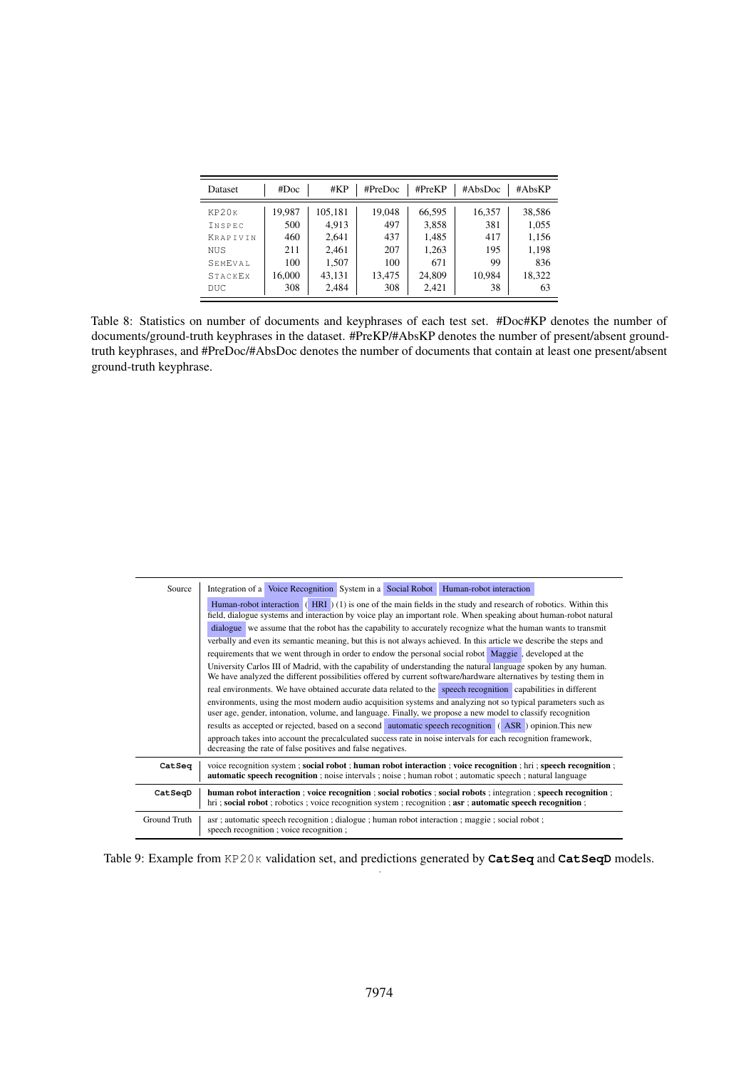| Dataset | #Doc | #KP | #PreDoc | #PreKP | #AbsDoc | #AbsKP |
|---|---|---|---|---|---|---|
| KP20K | 19,987 | 105,181 | 19,048 | 66,595 | 16,357 | 38,586 |
| INSPEC | 500 | 4,913 | 497 | 3,858 | 381 | 1,055 |
| KRAPIVIN | 460 | 2,641 | 437 | 1,485 | 417 | 1,156 |
| NUS | 211 | 2,461 | 207 | 1,263 | 195 | 1,198 |
| SEMEVAL | 100 | 1,507 | 100 | 671 | 99 | 836 |
| STACKEX | 16,000 | 43,131 | 13,475 | 24,809 | 10,984 | 18,322 |
| DUC | 308 | 2,484 | 308 | 2,421 | 38 | 63 |

Table 8: Statistics on number of documents and keyphrases of each test set. #Doc#KP denotes the number of documents/ground-truth keyphrases in the dataset. #PreKP/#AbsKP denotes the number of present/absent ground-truth keyphrases, and #PreDoc/#AbsDoc denotes the number of documents that contain at least one present/absent ground-truth keyphrase.

| | |
|---|---|
| Source | Integration of a Voice Recognition System in a Social Robot Human-robot interaction<br>Human-robot interaction ( HRI ) (1) is one of the main fields in the study and research of robotics. Within this field, dialogue systems and interaction by voice play an important role. When speaking about human-robot natural dialogue we assume that the robot has the capability to accurately recognize what the human wants to transmit verbally and even its semantic meaning, but this is not always achieved. In this article we describe the steps and requirements that we went through in order to endow the personal social robot Maggie , developed at the University Carlos III of Madrid, with the capability of understanding the natural language spoken by any human. We have analyzed the different possibilities offered by current software/hardware alternatives by testing them in real environments. We have obtained accurate data related to the speech recognition capabilities in different environments, using the most modern audio acquisition systems and analyzing not so typical parameters such as user age, gender, intonation, volume, and language. Finally, we propose a new model to classify recognition results as accepted or rejected, based on a second automatic speech recognition ( ASR ) opinion.This new approach takes into account the precalculated success rate in noise intervals for each recognition framework, decreasing the rate of false positives and false negatives. |
| **CatSeq** | voice recognition system ; **social robot** ; **human robot interaction** ; **voice recognition** ; hri ; **speech recognition** ; **automatic speech recognition** ; noise intervals ; noise ; human robot ; automatic speech ; natural language |
| **CatSeqD** | **human robot interaction** ; **voice recognition** ; **social robotics** ; **social robots** ; integration ; **speech recognition** ; hri ; **social robot** ; robotics ; voice recognition system ; recognition ; **asr** ; **automatic speech recognition** ; |
| Ground Truth | asr ; automatic speech recognition ; dialogue ; human robot interaction ; maggie ; social robot ; speech recognition ; voice recognition ; |

Table 9: Example from KP20K validation set, and predictions generated by **CatSeq** and **CatSeqD** models.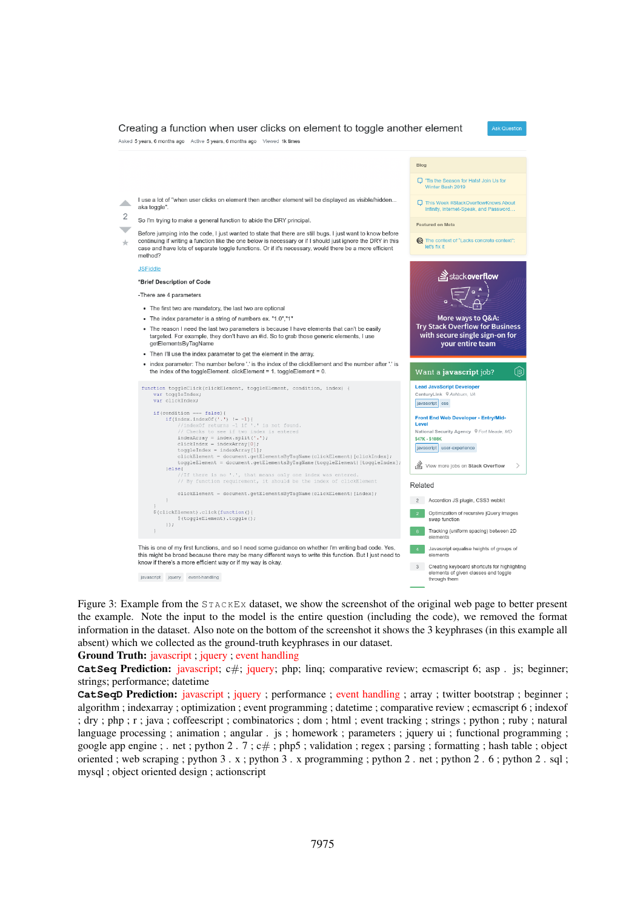Creating a function when user clicks on element to toggle another element

Asked 5 years, 6 months ago Active 5 years, 6 months ago Viewed 1k times

I use a lot of "when user clicks on element then another element will be displayed as visible/hidden... aka toggle".

So I'm trying to make a general function to abide the DRY principal.

Before jumping into the code, I just wanted to state that there are still bugs. I just want to know before continuing if writing a function like the one below is necessary or if I should just ignore the DRY in this case and have lots of separate toggle functions. Or if it's necessary, would there be a more efficient method?

JSFiddle

*Brief Description of Code

-There are 4 parameters

- The first two are mandatory, the last two are optional
- The index parameter is a string of numbers ex. "1.0","1"
- The reason I need the last two parameters is because I have elements that can't be easily targeted. For example, they don't have an #id. So to grab those generic elements, I use getElementsByTagName
- Then I'll use the index parameter to get the element in the array.
- index parameter: The number before '.' is the index of the clickElement and the number after '.' is the index of the toggleElement. clickElement = 1. toggleElement = 0.

```
function toggleClick(clickElement, toggleElement, condition, index) {
    var toggleIndex;
    var clickIndex;

    if(condition === false){
        if(index.indexOf('.') != -1){
            //indexOf returns -1 if '.' is not found.
            // Checks to see if two index is entered
            indexArray = index.split('.');
            clickIndex = indexArray[0];
            toggleIndex = indexArray[1];
            clickElement = document.getElementsByTagName(clickElement)[clickIndex];
            toggleElement = document.getElementsByTagName(toggleElement)[toggleIndex];
        }else{
            //If there is no '.', that means only one index was entered.
            // By function requirement, it should be the index of clickElement

            clickElement = document.getElementsByTagName(clickElement)[index];
        }
    }
    $(clickElement).click(function(){
        $(toggleElement).toggle();
    });
}
```

This is one of my first functions, and so I need some guidance on whether I'm writing bad code. Yes, this might be broad because there may be many different ways to write this function. But I just need to know if there's a more efficient way or if my way is okay.

javascript jquery event-handling

Figure 3: Example from the StackEx dataset, we show the screenshot of the original web page to better present the example. Note the input to the model is the entire question (including the code), we removed the format information in the dataset. Also note on the bottom of the screenshot it shows the 3 keyphrases (in this example all absent) which we collected as the ground-truth keyphrases in our dataset.

**Ground Truth:** javascript ; jquery ; event handling

**CatSeq Prediction:** javascript; c#; jquery; php; linq; comparative review; ecmascript 6; asp . js; beginner; strings; performance; datetime

**CatSeqD Prediction:** javascript ; jquery ; performance ; event handling ; array ; twitter bootstrap ; beginner ; algorithm ; indexarray ; optimization ; event programming ; datetime ; comparative review ; ecmascript 6 ; indexof ; dry ; php ; r ; java ; coffeescript ; combinatorics ; dom ; html ; event tracking ; strings ; python ; ruby ; natural language processing ; animation ; angular . js ; homework ; parameters ; jquery ui ; functional programming ; google app engine ; . net ; python 2 . 7 ; c# ; php5 ; validation ; regex ; parsing ; formatting ; hash table ; object oriented ; web scraping ; python 3 . x ; python 3 . x programming ; python 2 . net ; python 2 . 6 ; python 2 . sql ; mysql ; object oriented design ; actionscript